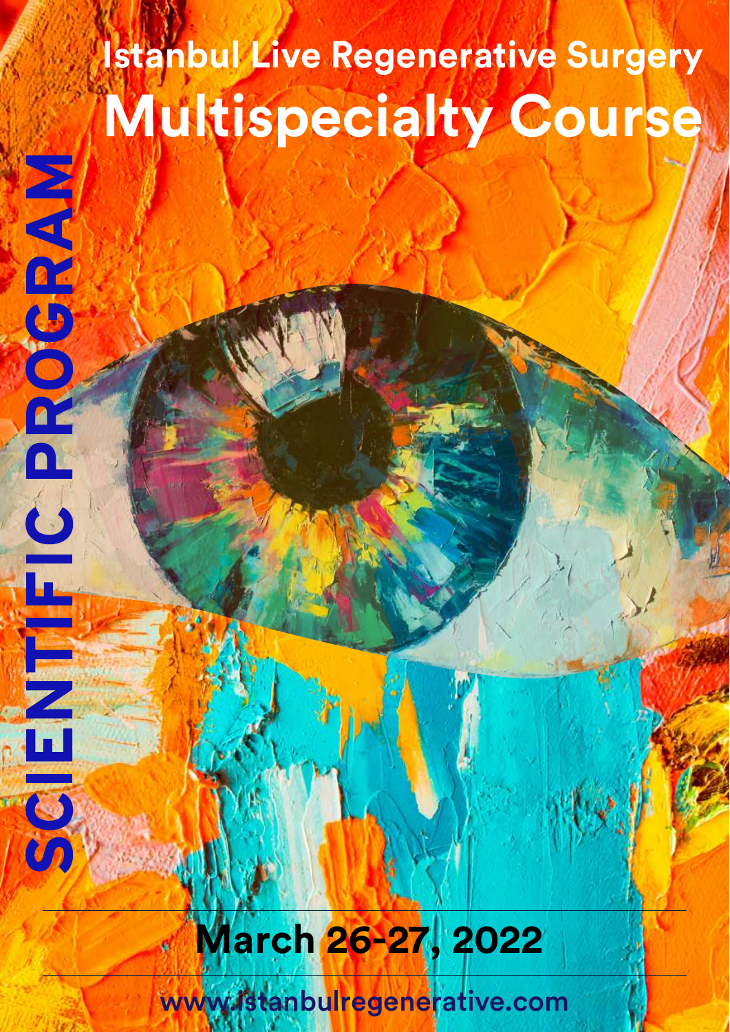# Istanbul Live Regenerative Surgery

# Multispecialty Course

## SCIENTIFIC PROGRAM

**March 26-27, 2022**

www.istanbulregenerative.com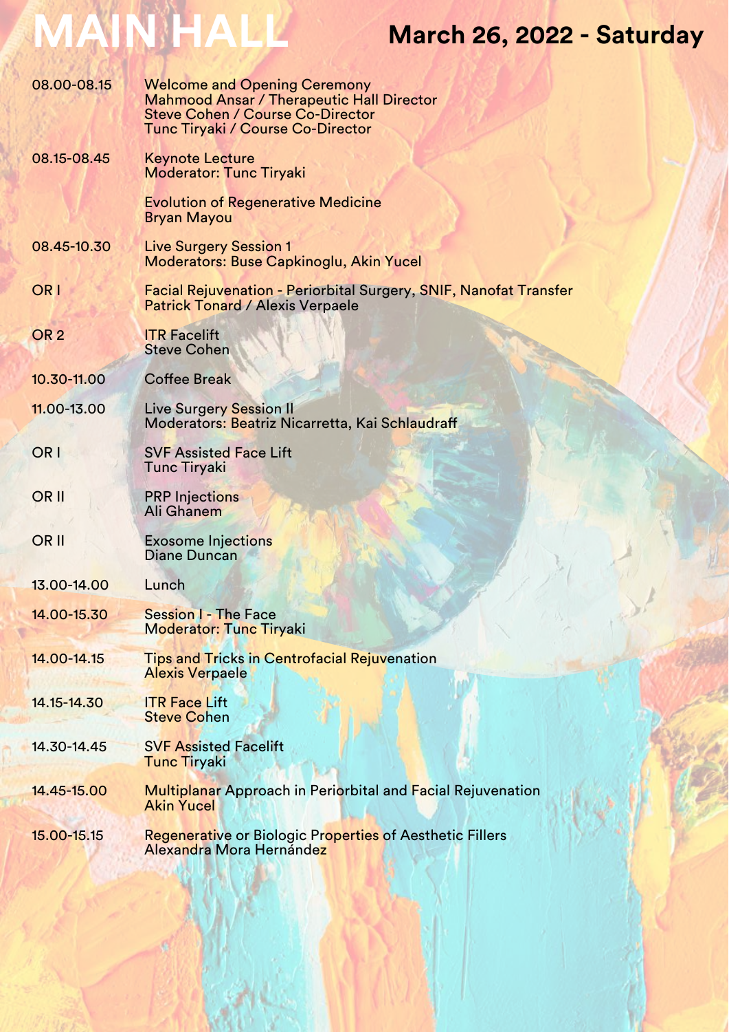# MAIN HALL

## March 26, 2022 - Saturday

| | |
|---|---|
| 08.00-08.15 | Welcome and Opening Ceremony<br>Mahmood Ansar / Therapeutic Hall Director<br>Steve Cohen / Course Co-Director<br>Tunc Tiryaki / Course Co-Director |
| 08.15-08.45 | Keynote Lecture<br>Moderator: Tunc Tiryaki |
| | Evolution of Regenerative Medicine<br>Bryan Mayou |
| 08.45-10.30 | Live Surgery Session 1<br>Moderators: Buse Capkinoglu, Akin Yucel |
| OR I | Facial Rejuvenation - Periorbital Surgery, SNIF, Nanofat Transfer<br>Patrick Tonard / Alexis Verpaele |
| OR 2 | ITR Facelift<br>Steve Cohen |
| 10.30-11.00 | Coffee Break |
| 11.00-13.00 | Live Surgery Session II<br>Moderators: Beatriz Nicarretta, Kai Schlaudraff |
| OR I | SVF Assisted Face Lift<br>Tunc Tiryaki |
| OR II | PRP Injections<br>Ali Ghanem |
| OR II | Exosome Injections<br>Diane Duncan |
| 13.00-14.00 | Lunch |
| 14.00-15.30 | Session I - The Face<br>Moderator: Tunc Tiryaki |
| 14.00-14.15 | Tips and Tricks in Centrofacial Rejuvenation<br>Alexis Verpaele |
| 14.15-14.30 | ITR Face Lift<br>Steve Cohen |
| 14.30-14.45 | SVF Assisted Facelift<br>Tunc Tiryaki |
| 14.45-15.00 | Multiplanar Approach in Periorbital and Facial Rejuvenation<br>Akin Yucel |
| 15.00-15.15 | Regenerative or Biologic Properties of Aesthetic Fillers<br>Alexandra Mora Hernández |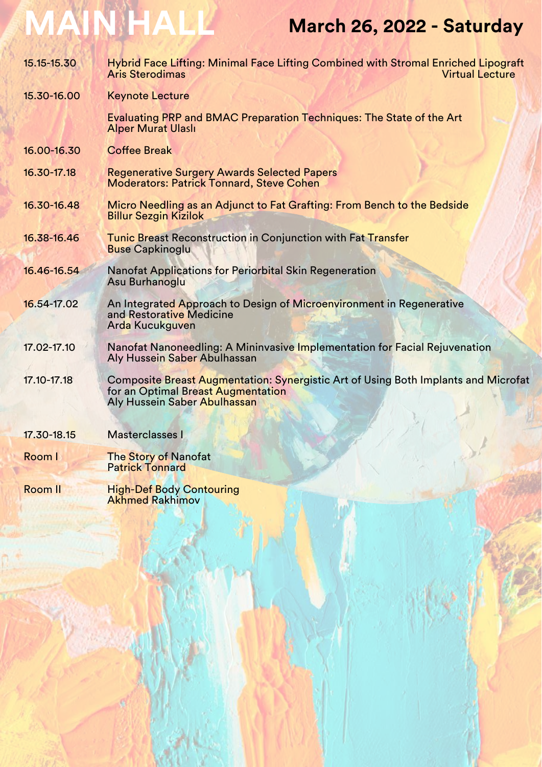# MAIN HALL

## March 26, 2022 - Saturday

| | |
|---|---|
| 15.15-15.30 | Hybrid Face Lifting: Minimal Face Lifting Combined with Stromal Enriched Lipograft<br>Aris Sterodimas — Virtual Lecture |
| 15.30-16.00 | Keynote Lecture |
| | Evaluating PRP and BMAC Preparation Techniques: The State of the Art<br>Alper Murat Ulaslı |
| 16.00-16.30 | Coffee Break |
| 16.30-17.18 | Regenerative Surgery Awards Selected Papers<br>Moderators: Patrick Tonnard, Steve Cohen |
| 16.30-16.48 | Micro Needling as an Adjunct to Fat Grafting: From Bench to the Bedside<br>Billur Sezgin Kizilok |
| 16.38-16.46 | Tunic Breast Reconstruction in Conjunction with Fat Transfer<br>Buse Capkinoglu |
| 16.46-16.54 | Nanofat Applications for Periorbital Skin Regeneration<br>Asu Burhanoglu |
| 16.54-17.02 | An Integrated Approach to Design of Microenvironment in Regenerative and Restorative Medicine<br>Arda Kucukguven |
| 17.02-17.10 | Nanofat Nanoneedling: A Mininvasive Implementation for Facial Rejuvenation<br>Aly Hussein Saber Abulhassan |
| 17.10-17.18 | Composite Breast Augmentation: Synergistic Art of Using Both Implants and Microfat for an Optimal Breast Augmentation<br>Aly Hussein Saber Abulhassan |
| 17.30-18.15 | Masterclasses I |
| Room I | The Story of Nanofat<br>Patrick Tonnard |
| Room II | High-Def Body Contouring<br>Akhmed Rakhimov |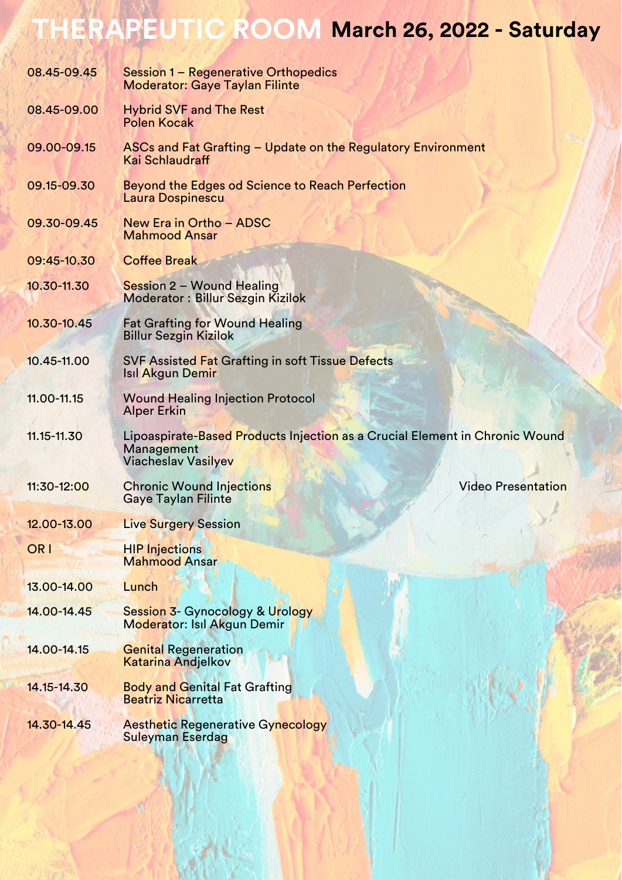# THERAPEUTIC ROOM March 26, 2022 - Saturday

| | |
|---|---|
| 08.45-09.45 | Session 1 – Regenerative Orthopedics<br>Moderator: Gaye Taylan Filinte |
| 08.45-09.00 | Hybrid SVF and The Rest<br>Polen Kocak |
| 09.00-09.15 | ASCs and Fat Grafting – Update on the Regulatory Environment<br>Kai Schlaudraff |
| 09.15-09.30 | Beyond the Edges od Science to Reach Perfection<br>Laura Dospinescu |
| 09.30-09.45 | New Era in Ortho – ADSC<br>Mahmood Ansar |
| 09:45-10.30 | Coffee Break |
| 10.30-11.30 | Session 2 – Wound Healing<br>Moderator : Billur Sezgin Kizilok |
| 10.30-10.45 | Fat Grafting for Wound Healing<br>Billur Sezgin Kizilok |
| 10.45-11.00 | SVF Assisted Fat Grafting in soft Tissue Defects<br>Isıl Akgun Demir |
| 11.00-11.15 | Wound Healing Injection Protocol<br>Alper Erkin |
| 11.15-11.30 | Lipoaspirate-Based Products Injection as a Crucial Element in Chronic Wound Management<br>Viacheslav Vasilyev |
| 11:30-12:00 | Chronic Wound Injections — Video Presentation<br>Gaye Taylan Filinte |
| 12.00-13.00 | Live Surgery Session |
| OR I | HIP Injections<br>Mahmood Ansar |
| 13.00-14.00 | Lunch |
| 14.00-14.45 | Session 3- Gynocology & Urology<br>Moderator: Isıl Akgun Demir |
| 14.00-14.15 | Genital Regeneration<br>Katarina Andjelkov |
| 14.15-14.30 | Body and Genital Fat Grafting<br>Beatriz Nicarretta |
| 14.30-14.45 | Aesthetic Regenerative Gynecology<br>Suleyman Eserdag |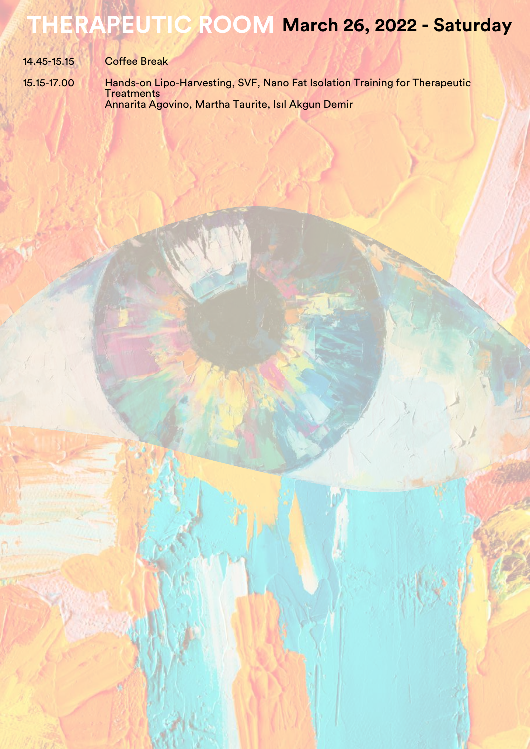# THERAPEUTIC ROOM March 26, 2022 - Saturday

| | |
|---|---|
| 14.45-15.15 | Coffee Break |
| 15.15-17.00 | Hands-on Lipo-Harvesting, SVF, Nano Fat Isolation Training for Therapeutic Treatments<br>Annarita Agovino, Martha Taurite, Isıl Akgun Demir |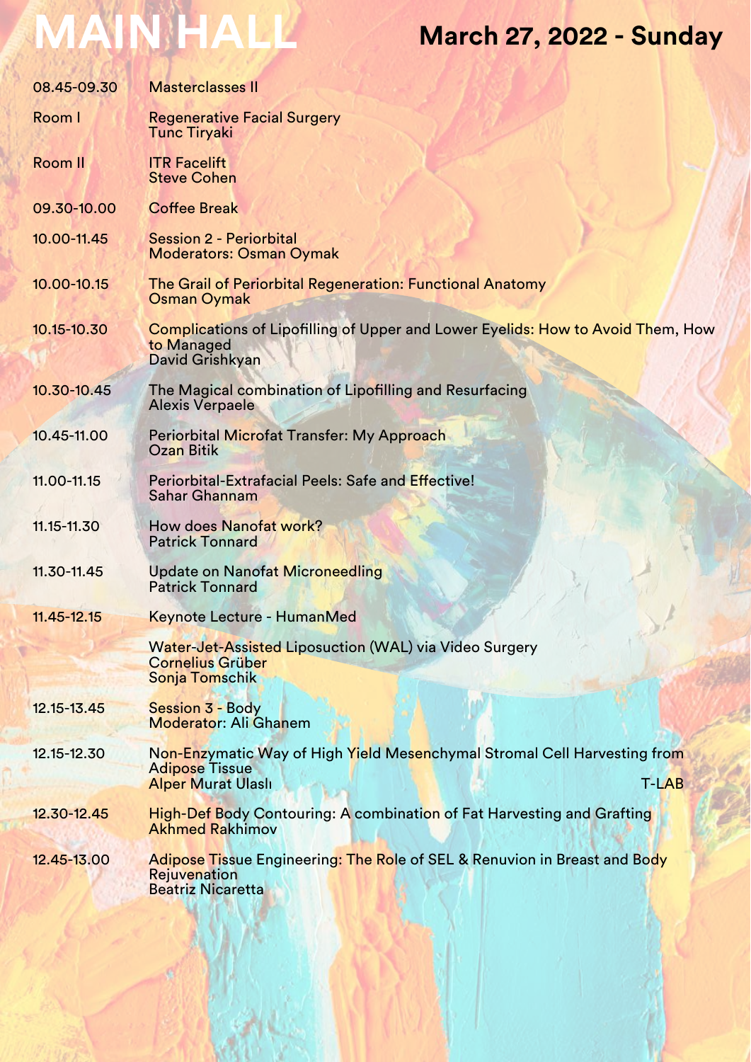# MAIN HALL

## March 27, 2022 - Sunday

| | |
|---|---|
| 08.45-09.30 | Masterclasses II |
| Room I | Regenerative Facial Surgery<br>Tunc Tiryaki |
| Room II | ITR Facelift<br>Steve Cohen |
| 09.30-10.00 | Coffee Break |
| 10.00-11.45 | Session 2 - Periorbital<br>Moderators: Osman Oymak |
| 10.00-10.15 | The Grail of Periorbital Regeneration: Functional Anatomy<br>Osman Oymak |
| 10.15-10.30 | Complications of Lipofilling of Upper and Lower Eyelids: How to Avoid Them, How to Managed<br>David Grishkyan |
| 10.30-10.45 | The Magical combination of Lipofilling and Resurfacing<br>Alexis Verpaele |
| 10.45-11.00 | Periorbital Microfat Transfer: My Approach<br>Ozan Bitik |
| 11.00-11.15 | Periorbital-Extrafacial Peels: Safe and Effective!<br>Sahar Ghannam |
| 11.15-11.30 | How does Nanofat work?<br>Patrick Tonnard |
| 11.30-11.45 | Update on Nanofat Microneedling<br>Patrick Tonnard |
| 11.45-12.15 | Keynote Lecture - HumanMed |
| | Water-Jet-Assisted Liposuction (WAL) via Video Surgery<br>Cornelius Grüber<br>Sonja Tomschik |
| 12.15-13.45 | Session 3 - Body<br>Moderator: Ali Ghanem |
| 12.15-12.30 | Non-Enzymatic Way of High Yield Mesenchymal Stromal Cell Harvesting from Adipose Tissue<br>Alper Murat Ulaslı — T-LAB |
| 12.30-12.45 | High-Def Body Contouring: A combination of Fat Harvesting and Grafting<br>Akhmed Rakhimov |
| 12.45-13.00 | Adipose Tissue Engineering: The Role of SEL & Renuvion in Breast and Body Rejuvenation<br>Beatriz Nicaretta |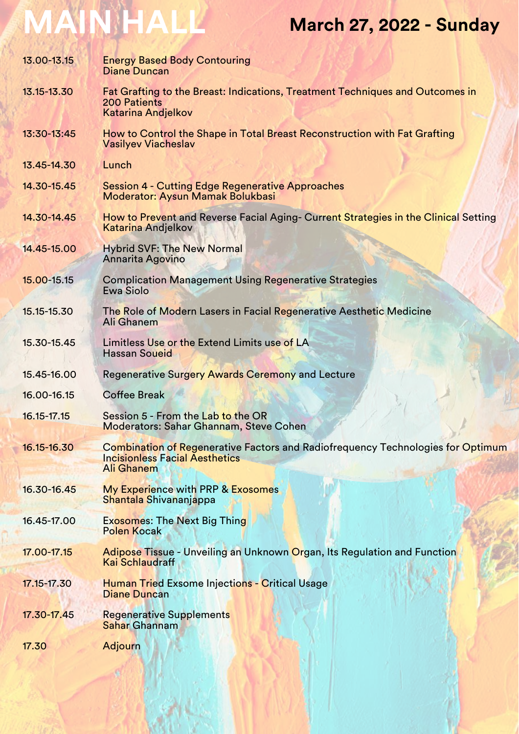# MAIN HALL

## March 27, 2022 - Sunday

| | |
|---|---|
| 13.00-13.15 | Energy Based Body Contouring<br>Diane Duncan |
| 13.15-13.30 | Fat Grafting to the Breast: Indications, Treatment Techniques and Outcomes in 200 Patients<br>Katarina Andjelkov |
| 13:30-13:45 | How to Control the Shape in Total Breast Reconstruction with Fat Grafting<br>Vasilyev Viacheslav |
| 13.45-14.30 | Lunch |
| 14.30-15.45 | Session 4 - Cutting Edge Regenerative Approaches<br>Moderator: Aysun Mamak Bolukbasi |
| 14.30-14.45 | How to Prevent and Reverse Facial Aging- Current Strategies in the Clinical Setting<br>Katarina Andjelkov |
| 14.45-15.00 | Hybrid SVF: The New Normal<br>Annarita Agovino |
| 15.00-15.15 | Complication Management Using Regenerative Strategies<br>Ewa Siolo |
| 15.15-15.30 | The Role of Modern Lasers in Facial Regenerative Aesthetic Medicine<br>Ali Ghanem |
| 15.30-15.45 | Limitless Use or the Extend Limits use of LA<br>Hassan Soueid |
| 15.45-16.00 | Regenerative Surgery Awards Ceremony and Lecture |
| 16.00-16.15 | Coffee Break |
| 16.15-17.15 | Session 5 - From the Lab to the OR<br>Moderators: Sahar Ghannam, Steve Cohen |
| 16.15-16.30 | Combination of Regenerative Factors and Radiofrequency Technologies for Optimum Incisionless Facial Aesthetics<br>Ali Ghanem |
| 16.30-16.45 | My Experience with PRP & Exosomes<br>Shantala Shivananjappa |
| 16.45-17.00 | Exosomes: The Next Big Thing<br>Polen Kocak |
| 17.00-17.15 | Adipose Tissue - Unveiling an Unknown Organ, Its Regulation and Function<br>Kai Schlaudraff |
| 17.15-17.30 | Human Tried Exsome Injections - Critical Usage<br>Diane Duncan |
| 17.30-17.45 | Regenerative Supplements<br>Sahar Ghannam |
| 17.30 | Adjourn |